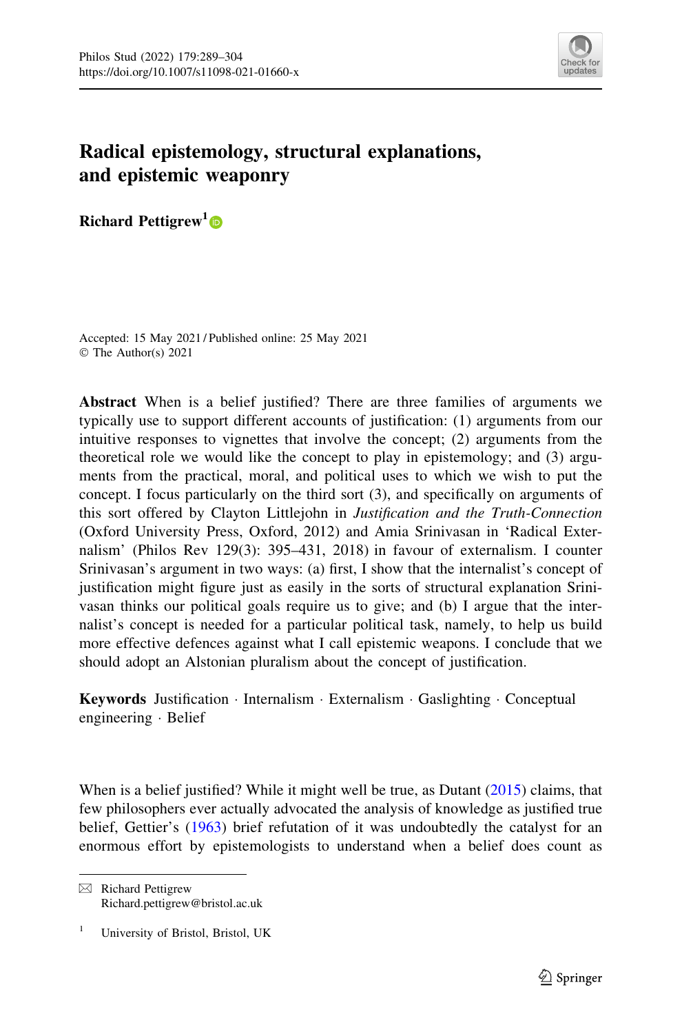# Radical epistemology, structural explanations, and epistemic weaponry

**Richard Pettigrew**[1]

Accepted: 15 May 2021 / Published online: 25 May 2021
© The Author(s) 2021

**Abstract** When is a belief justified? There are three families of arguments we typically use to support different accounts of justification: (1) arguments from our intuitive responses to vignettes that involve the concept; (2) arguments from the theoretical role we would like the concept to play in epistemology; and (3) arguments from the practical, moral, and political uses to which we wish to put the concept. I focus particularly on the third sort (3), and specifically on arguments of this sort offered by Clayton Littlejohn in *Justification and the Truth-Connection* (Oxford University Press, Oxford, 2012) and Amia Srinivasan in 'Radical Externalism' (Philos Rev 129(3): 395–431, 2018) in favour of externalism. I counter Srinivasan's argument in two ways: (a) first, I show that the internalist's concept of justification might figure just as easily in the sorts of structural explanation Srinivasan thinks our political goals require us to give; and (b) I argue that the internalist's concept is needed for a particular political task, namely, to help us build more effective defences against what I call epistemic weapons. I conclude that we should adopt an Alstonian pluralism about the concept of justification.

**Keywords** Justification · Internalism · Externalism · Gaslighting · Conceptual engineering · Belief

When is a belief justified? While it might well be true, as Dutant (2015) claims, that few philosophers ever actually advocated the analysis of knowledge as justified true belief, Gettier's (1963) brief refutation of it was undoubtedly the catalyst for an enormous effort by epistemologists to understand when a belief does count as

---

Richard Pettigrew
Richard.pettigrew@bristol.ac.uk

[1] University of Bristol, Bristol, UK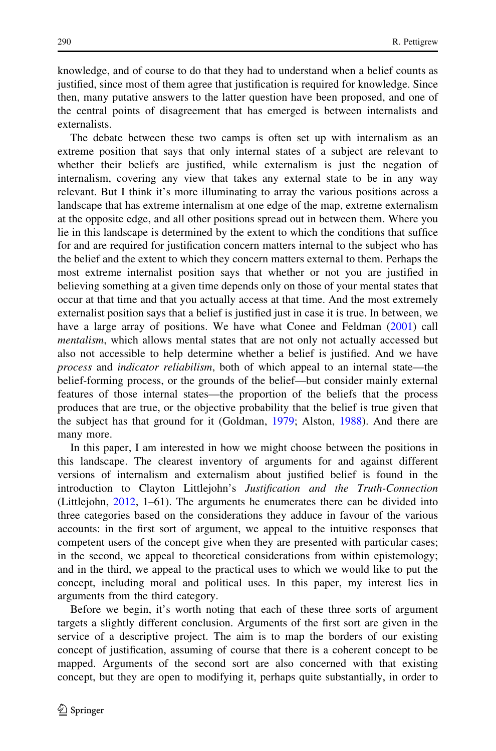knowledge, and of course to do that they had to understand when a belief counts as justified, since most of them agree that justification is required for knowledge. Since then, many putative answers to the latter question have been proposed, and one of the central points of disagreement that has emerged is between internalists and externalists.

The debate between these two camps is often set up with internalism as an extreme position that says that only internal states of a subject are relevant to whether their beliefs are justified, while externalism is just the negation of internalism, covering any view that takes any external state to be in any way relevant. But I think it's more illuminating to array the various positions across a landscape that has extreme internalism at one edge of the map, extreme externalism at the opposite edge, and all other positions spread out in between them. Where you lie in this landscape is determined by the extent to which the conditions that suffice for and are required for justification concern matters internal to the subject who has the belief and the extent to which they concern matters external to them. Perhaps the most extreme internalist position says that whether or not you are justified in believing something at a given time depends only on those of your mental states that occur at that time and that you actually access at that time. And the most extremely externalist position says that a belief is justified just in case it is true. In between, we have a large array of positions. We have what Conee and Feldman (2001) call *mentalism*, which allows mental states that are not only not actually accessed but also not accessible to help determine whether a belief is justified. And we have *process* and *indicator reliabilism*, both of which appeal to an internal state—the belief-forming process, or the grounds of the belief—but consider mainly external features of those internal states—the proportion of the beliefs that the process produces that are true, or the objective probability that the belief is true given that the subject has that ground for it (Goldman, 1979; Alston, 1988). And there are many more.

In this paper, I am interested in how we might choose between the positions in this landscape. The clearest inventory of arguments for and against different versions of internalism and externalism about justified belief is found in the introduction to Clayton Littlejohn's *Justification and the Truth-Connection* (Littlejohn, 2012, 1–61). The arguments he enumerates there can be divided into three categories based on the considerations they adduce in favour of the various accounts: in the first sort of argument, we appeal to the intuitive responses that competent users of the concept give when they are presented with particular cases; in the second, we appeal to theoretical considerations from within epistemology; and in the third, we appeal to the practical uses to which we would like to put the concept, including moral and political uses. In this paper, my interest lies in arguments from the third category.

Before we begin, it's worth noting that each of these three sorts of argument targets a slightly different conclusion. Arguments of the first sort are given in the service of a descriptive project. The aim is to map the borders of our existing concept of justification, assuming of course that there is a coherent concept to be mapped. Arguments of the second sort are also concerned with that existing concept, but they are open to modifying it, perhaps quite substantially, in order to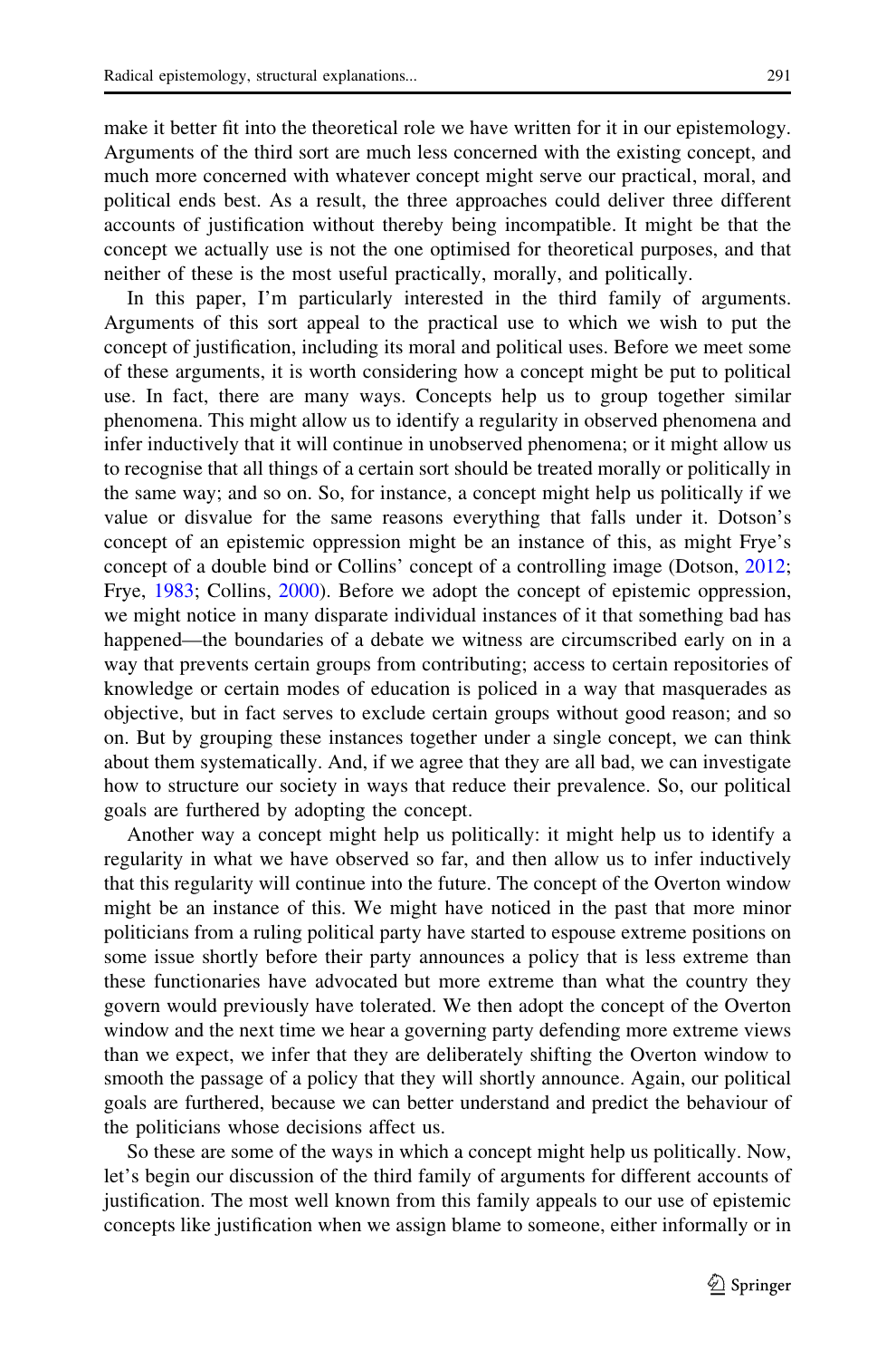make it better fit into the theoretical role we have written for it in our epistemology. Arguments of the third sort are much less concerned with the existing concept, and much more concerned with whatever concept might serve our practical, moral, and political ends best. As a result, the three approaches could deliver three different accounts of justification without thereby being incompatible. It might be that the concept we actually use is not the one optimised for theoretical purposes, and that neither of these is the most useful practically, morally, and politically.

In this paper, I'm particularly interested in the third family of arguments. Arguments of this sort appeal to the practical use to which we wish to put the concept of justification, including its moral and political uses. Before we meet some of these arguments, it is worth considering how a concept might be put to political use. In fact, there are many ways. Concepts help us to group together similar phenomena. This might allow us to identify a regularity in observed phenomena and infer inductively that it will continue in unobserved phenomena; or it might allow us to recognise that all things of a certain sort should be treated morally or politically in the same way; and so on. So, for instance, a concept might help us politically if we value or disvalue for the same reasons everything that falls under it. Dotson's concept of an epistemic oppression might be an instance of this, as might Frye's concept of a double bind or Collins' concept of a controlling image (Dotson, 2012; Frye, 1983; Collins, 2000). Before we adopt the concept of epistemic oppression, we might notice in many disparate individual instances of it that something bad has happened—the boundaries of a debate we witness are circumscribed early on in a way that prevents certain groups from contributing; access to certain repositories of knowledge or certain modes of education is policed in a way that masquerades as objective, but in fact serves to exclude certain groups without good reason; and so on. But by grouping these instances together under a single concept, we can think about them systematically. And, if we agree that they are all bad, we can investigate how to structure our society in ways that reduce their prevalence. So, our political goals are furthered by adopting the concept.

Another way a concept might help us politically: it might help us to identify a regularity in what we have observed so far, and then allow us to infer inductively that this regularity will continue into the future. The concept of the Overton window might be an instance of this. We might have noticed in the past that more minor politicians from a ruling political party have started to espouse extreme positions on some issue shortly before their party announces a policy that is less extreme than these functionaries have advocated but more extreme than what the country they govern would previously have tolerated. We then adopt the concept of the Overton window and the next time we hear a governing party defending more extreme views than we expect, we infer that they are deliberately shifting the Overton window to smooth the passage of a policy that they will shortly announce. Again, our political goals are furthered, because we can better understand and predict the behaviour of the politicians whose decisions affect us.

So these are some of the ways in which a concept might help us politically. Now, let's begin our discussion of the third family of arguments for different accounts of justification. The most well known from this family appeals to our use of epistemic concepts like justification when we assign blame to someone, either informally or in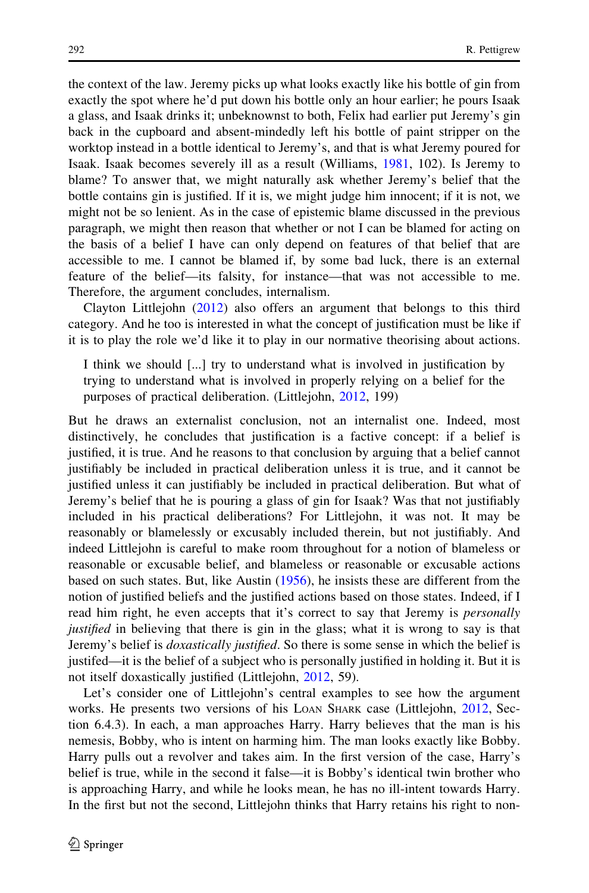the context of the law. Jeremy picks up what looks exactly like his bottle of gin from exactly the spot where he'd put down his bottle only an hour earlier; he pours Isaak a glass, and Isaak drinks it; unbeknownst to both, Felix had earlier put Jeremy's gin back in the cupboard and absent-mindedly left his bottle of paint stripper on the worktop instead in a bottle identical to Jeremy's, and that is what Jeremy poured for Isaak. Isaak becomes severely ill as a result (Williams, 1981, 102). Is Jeremy to blame? To answer that, we might naturally ask whether Jeremy's belief that the bottle contains gin is justified. If it is, we might judge him innocent; if it is not, we might not be so lenient. As in the case of epistemic blame discussed in the previous paragraph, we might then reason that whether or not I can be blamed for acting on the basis of a belief I have can only depend on features of that belief that are accessible to me. I cannot be blamed if, by some bad luck, there is an external feature of the belief—its falsity, for instance—that was not accessible to me. Therefore, the argument concludes, internalism.

Clayton Littlejohn (2012) also offers an argument that belongs to this third category. And he too is interested in what the concept of justification must be like if it is to play the role we'd like it to play in our normative theorising about actions.

> I think we should [...] try to understand what is involved in justification by trying to understand what is involved in properly relying on a belief for the purposes of practical deliberation. (Littlejohn, 2012, 199)

But he draws an externalist conclusion, not an internalist one. Indeed, most distinctively, he concludes that justification is a factive concept: if a belief is justified, it is true. And he reasons to that conclusion by arguing that a belief cannot justifiably be included in practical deliberation unless it is true, and it cannot be justified unless it can justifiably be included in practical deliberation. But what of Jeremy's belief that he is pouring a glass of gin for Isaak? Was that not justifiably included in his practical deliberations? For Littlejohn, it was not. It may be reasonably or blamelessly or excusably included therein, but not justifiably. And indeed Littlejohn is careful to make room throughout for a notion of blameless or reasonable or excusable belief, and blameless or reasonable or excusable actions based on such states. But, like Austin (1956), he insists these are different from the notion of justified beliefs and the justified actions based on those states. Indeed, if I read him right, he even accepts that it's correct to say that Jeremy is *personally justified* in believing that there is gin in the glass; what it is wrong to say is that Jeremy's belief is *doxastically justified*. So there is some sense in which the belief is justifed—it is the belief of a subject who is personally justified in holding it. But it is not itself doxastically justified (Littlejohn, 2012, 59).

Let's consider one of Littlejohn's central examples to see how the argument works. He presents two versions of his Loan Shark case (Littlejohn, 2012, Section 6.4.3). In each, a man approaches Harry. Harry believes that the man is his nemesis, Bobby, who is intent on harming him. The man looks exactly like Bobby. Harry pulls out a revolver and takes aim. In the first version of the case, Harry's belief is true, while in the second it false—it is Bobby's identical twin brother who is approaching Harry, and while he looks mean, he has no ill-intent towards Harry. In the first but not the second, Littlejohn thinks that Harry retains his right to non-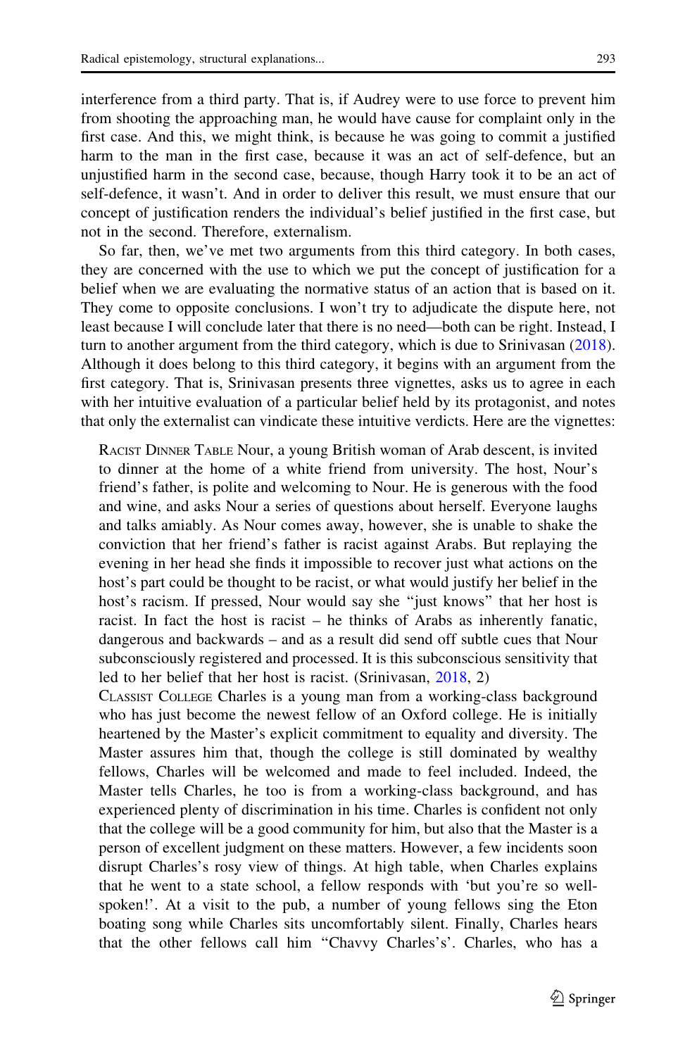interference from a third party. That is, if Audrey were to use force to prevent him from shooting the approaching man, he would have cause for complaint only in the first case. And this, we might think, is because he was going to commit a justified harm to the man in the first case, because it was an act of self-defence, but an unjustified harm in the second case, because, though Harry took it to be an act of self-defence, it wasn't. And in order to deliver this result, we must ensure that our concept of justification renders the individual's belief justified in the first case, but not in the second. Therefore, externalism.

So far, then, we've met two arguments from this third category. In both cases, they are concerned with the use to which we put the concept of justification for a belief when we are evaluating the normative status of an action that is based on it. They come to opposite conclusions. I won't try to adjudicate the dispute here, not least because I will conclude later that there is no need—both can be right. Instead, I turn to another argument from the third category, which is due to Srinivasan (2018). Although it does belong to this third category, it begins with an argument from the first category. That is, Srinivasan presents three vignettes, asks us to agree in each with her intuitive evaluation of a particular belief held by its protagonist, and notes that only the externalist can vindicate these intuitive verdicts. Here are the vignettes:

> Racist Dinner Table Nour, a young British woman of Arab descent, is invited to dinner at the home of a white friend from university. The host, Nour's friend's father, is polite and welcoming to Nour. He is generous with the food and wine, and asks Nour a series of questions about herself. Everyone laughs and talks amiably. As Nour comes away, however, she is unable to shake the conviction that her friend's father is racist against Arabs. But replaying the evening in her head she finds it impossible to recover just what actions on the host's part could be thought to be racist, or what would justify her belief in the host's racism. If pressed, Nour would say she "just knows" that her host is racist. In fact the host is racist – he thinks of Arabs as inherently fanatic, dangerous and backwards – and as a result did send off subtle cues that Nour subconsciously registered and processed. It is this subconscious sensitivity that led to her belief that her host is racist. (Srinivasan, 2018, 2)
>
> Classist College Charles is a young man from a working-class background who has just become the newest fellow of an Oxford college. He is initially heartened by the Master's explicit commitment to equality and diversity. The Master assures him that, though the college is still dominated by wealthy fellows, Charles will be welcomed and made to feel included. Indeed, the Master tells Charles, he too is from a working-class background, and has experienced plenty of discrimination in his time. Charles is confident not only that the college will be a good community for him, but also that the Master is a person of excellent judgment on these matters. However, a few incidents soon disrupt Charles's rosy view of things. At high table, when Charles explains that he went to a state school, a fellow responds with 'but you're so well-spoken!'. At a visit to the pub, a number of young fellows sing the Eton boating song while Charles sits uncomfortably silent. Finally, Charles hears that the other fellows call him "Chavvy Charles's'. Charles, who has a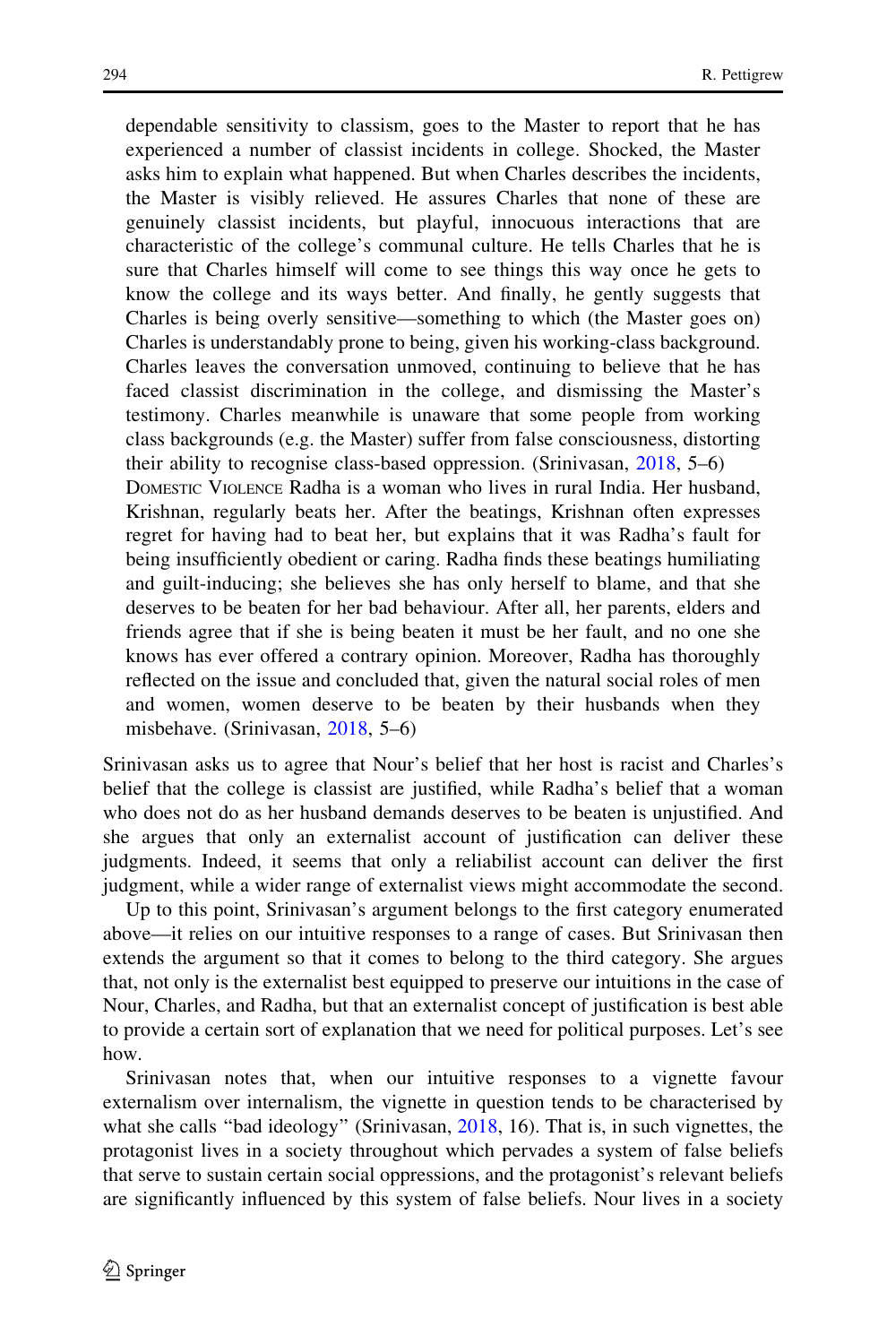dependable sensitivity to classism, goes to the Master to report that he has experienced a number of classist incidents in college. Shocked, the Master asks him to explain what happened. But when Charles describes the incidents, the Master is visibly relieved. He assures Charles that none of these are genuinely classist incidents, but playful, innocuous interactions that are characteristic of the college's communal culture. He tells Charles that he is sure that Charles himself will come to see things this way once he gets to know the college and its ways better. And finally, he gently suggests that Charles is being overly sensitive—something to which (the Master goes on) Charles is understandably prone to being, given his working-class background. Charles leaves the conversation unmoved, continuing to believe that he has faced classist discrimination in the college, and dismissing the Master's testimony. Charles meanwhile is unaware that some people from working class backgrounds (e.g. the Master) suffer from false consciousness, distorting their ability to recognise class-based oppression. (Srinivasan, 2018, 5–6)

Domestic Violence Radha is a woman who lives in rural India. Her husband, Krishnan, regularly beats her. After the beatings, Krishnan often expresses regret for having had to beat her, but explains that it was Radha's fault for being insufficiently obedient or caring. Radha finds these beatings humiliating and guilt-inducing; she believes she has only herself to blame, and that she deserves to be beaten for her bad behaviour. After all, her parents, elders and friends agree that if she is being beaten it must be her fault, and no one she knows has ever offered a contrary opinion. Moreover, Radha has thoroughly reflected on the issue and concluded that, given the natural social roles of men and women, women deserve to be beaten by their husbands when they misbehave. (Srinivasan, 2018, 5–6)

Srinivasan asks us to agree that Nour's belief that her host is racist and Charles's belief that the college is classist are justified, while Radha's belief that a woman who does not do as her husband demands deserves to be beaten is unjustified. And she argues that only an externalist account of justification can deliver these judgments. Indeed, it seems that only a reliabilist account can deliver the first judgment, while a wider range of externalist views might accommodate the second.

Up to this point, Srinivasan's argument belongs to the first category enumerated above—it relies on our intuitive responses to a range of cases. But Srinivasan then extends the argument so that it comes to belong to the third category. She argues that, not only is the externalist best equipped to preserve our intuitions in the case of Nour, Charles, and Radha, but that an externalist concept of justification is best able to provide a certain sort of explanation that we need for political purposes. Let's see how.

Srinivasan notes that, when our intuitive responses to a vignette favour externalism over internalism, the vignette in question tends to be characterised by what she calls "bad ideology" (Srinivasan, 2018, 16). That is, in such vignettes, the protagonist lives in a society throughout which pervades a system of false beliefs that serve to sustain certain social oppressions, and the protagonist's relevant beliefs are significantly influenced by this system of false beliefs. Nour lives in a society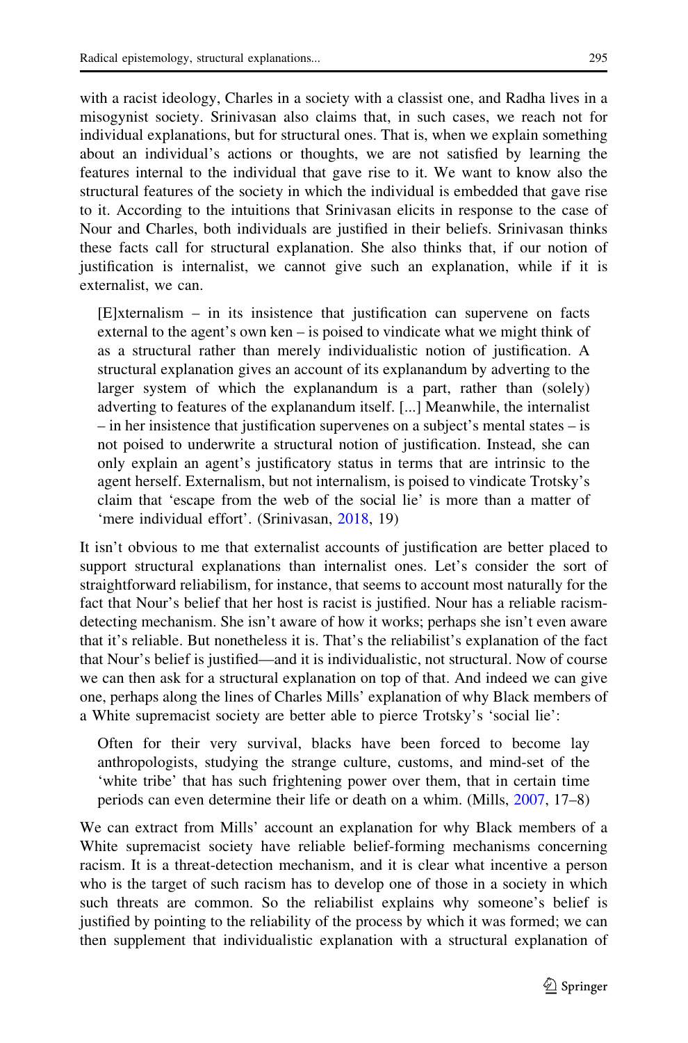with a racist ideology, Charles in a society with a classist one, and Radha lives in a misogynist society. Srinivasan also claims that, in such cases, we reach not for individual explanations, but for structural ones. That is, when we explain something about an individual's actions or thoughts, we are not satisfied by learning the features internal to the individual that gave rise to it. We want to know also the structural features of the society in which the individual is embedded that gave rise to it. According to the intuitions that Srinivasan elicits in response to the case of Nour and Charles, both individuals are justified in their beliefs. Srinivasan thinks these facts call for structural explanation. She also thinks that, if our notion of justification is internalist, we cannot give such an explanation, while if it is externalist, we can.

> [E]xternalism – in its insistence that justification can supervene on facts external to the agent's own ken – is poised to vindicate what we might think of as a structural rather than merely individualistic notion of justification. A structural explanation gives an account of its explanandum by adverting to the larger system of which the explanandum is a part, rather than (solely) adverting to features of the explanandum itself. [...] Meanwhile, the internalist – in her insistence that justification supervenes on a subject's mental states – is not poised to underwrite a structural notion of justification. Instead, she can only explain an agent's justificatory status in terms that are intrinsic to the agent herself. Externalism, but not internalism, is poised to vindicate Trotsky's claim that 'escape from the web of the social lie' is more than a matter of 'mere individual effort'. (Srinivasan, 2018, 19)

It isn't obvious to me that externalist accounts of justification are better placed to support structural explanations than internalist ones. Let's consider the sort of straightforward reliabilism, for instance, that seems to account most naturally for the fact that Nour's belief that her host is racist is justified. Nour has a reliable racism-detecting mechanism. She isn't aware of how it works; perhaps she isn't even aware that it's reliable. But nonetheless it is. That's the reliabilist's explanation of the fact that Nour's belief is justified—and it is individualistic, not structural. Now of course we can then ask for a structural explanation on top of that. And indeed we can give one, perhaps along the lines of Charles Mills' explanation of why Black members of a White supremacist society are better able to pierce Trotsky's 'social lie':

> Often for their very survival, blacks have been forced to become lay anthropologists, studying the strange culture, customs, and mind-set of the 'white tribe' that has such frightening power over them, that in certain time periods can even determine their life or death on a whim. (Mills, 2007, 17–8)

We can extract from Mills' account an explanation for why Black members of a White supremacist society have reliable belief-forming mechanisms concerning racism. It is a threat-detection mechanism, and it is clear what incentive a person who is the target of such racism has to develop one of those in a society in which such threats are common. So the reliabilist explains why someone's belief is justified by pointing to the reliability of the process by which it was formed; we can then supplement that individualistic explanation with a structural explanation of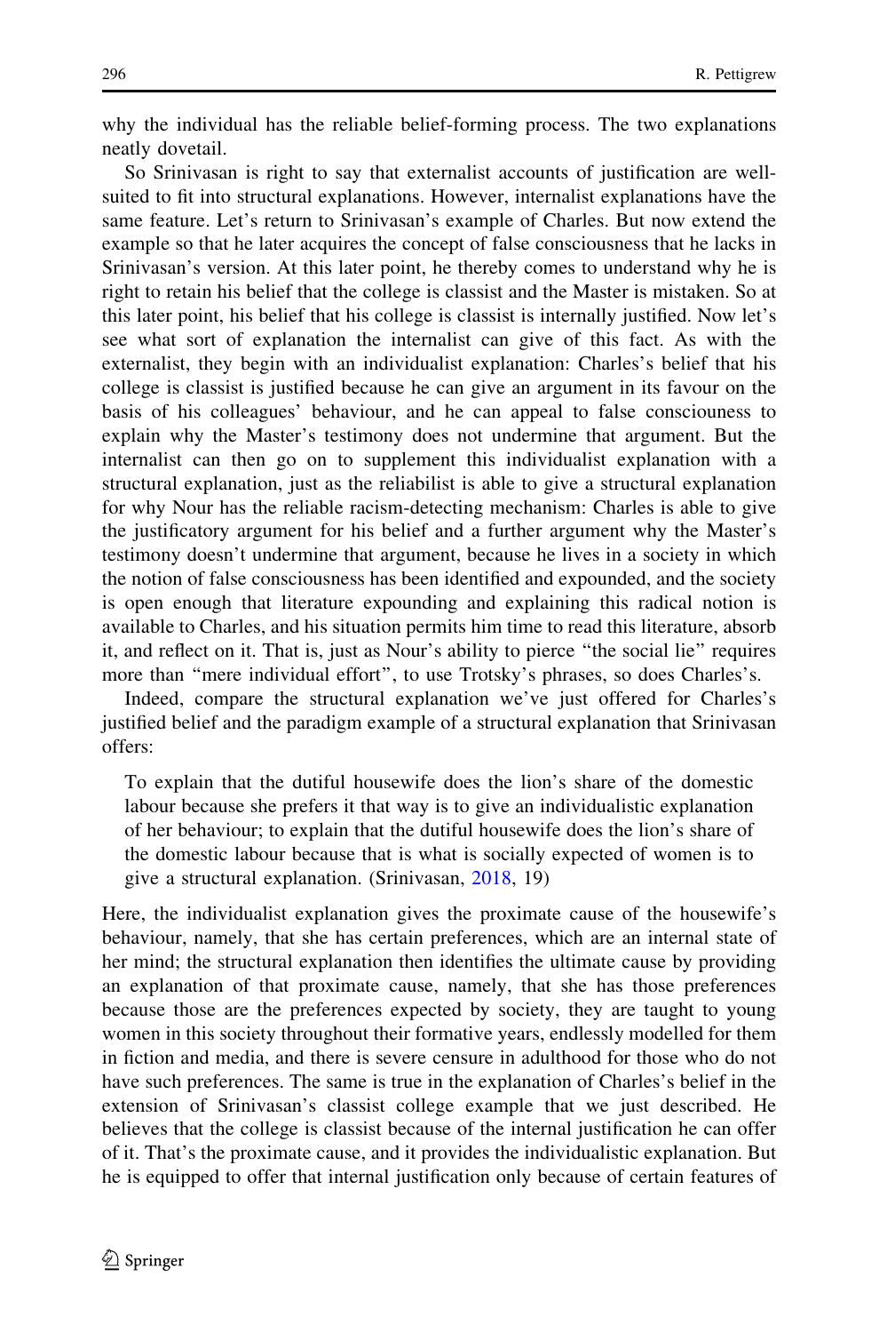why the individual has the reliable belief-forming process. The two explanations neatly dovetail.

So Srinivasan is right to say that externalist accounts of justification are well-suited to fit into structural explanations. However, internalist explanations have the same feature. Let's return to Srinivasan's example of Charles. But now extend the example so that he later acquires the concept of false consciousness that he lacks in Srinivasan's version. At this later point, he thereby comes to understand why he is right to retain his belief that the college is classist and the Master is mistaken. So at this later point, his belief that his college is classist is internally justified. Now let's see what sort of explanation the internalist can give of this fact. As with the externalist, they begin with an individualist explanation: Charles's belief that his college is classist is justified because he can give an argument in its favour on the basis of his colleagues' behaviour, and he can appeal to false consciousness to explain why the Master's testimony does not undermine that argument. But the internalist can then go on to supplement this individualist explanation with a structural explanation, just as the reliabilist is able to give a structural explanation for why Nour has the reliable racism-detecting mechanism: Charles is able to give the justificatory argument for his belief and a further argument why the Master's testimony doesn't undermine that argument, because he lives in a society in which the notion of false consciousness has been identified and expounded, and the society is open enough that literature expounding and explaining this radical notion is available to Charles, and his situation permits him time to read this literature, absorb it, and reflect on it. That is, just as Nour's ability to pierce "the social lie" requires more than "mere individual effort", to use Trotsky's phrases, so does Charles's.

Indeed, compare the structural explanation we've just offered for Charles's justified belief and the paradigm example of a structural explanation that Srinivasan offers:

> To explain that the dutiful housewife does the lion's share of the domestic labour because she prefers it that way is to give an individualistic explanation of her behaviour; to explain that the dutiful housewife does the lion's share of the domestic labour because that is what is socially expected of women is to give a structural explanation. (Srinivasan, 2018, 19)

Here, the individualist explanation gives the proximate cause of the housewife's behaviour, namely, that she has certain preferences, which are an internal state of her mind; the structural explanation then identifies the ultimate cause by providing an explanation of that proximate cause, namely, that she has those preferences because those are the preferences expected by society, they are taught to young women in this society throughout their formative years, endlessly modelled for them in fiction and media, and there is severe censure in adulthood for those who do not have such preferences. The same is true in the explanation of Charles's belief in the extension of Srinivasan's classist college example that we just described. He believes that the college is classist because of the internal justification he can offer of it. That's the proximate cause, and it provides the individualistic explanation. But he is equipped to offer that internal justification only because of certain features of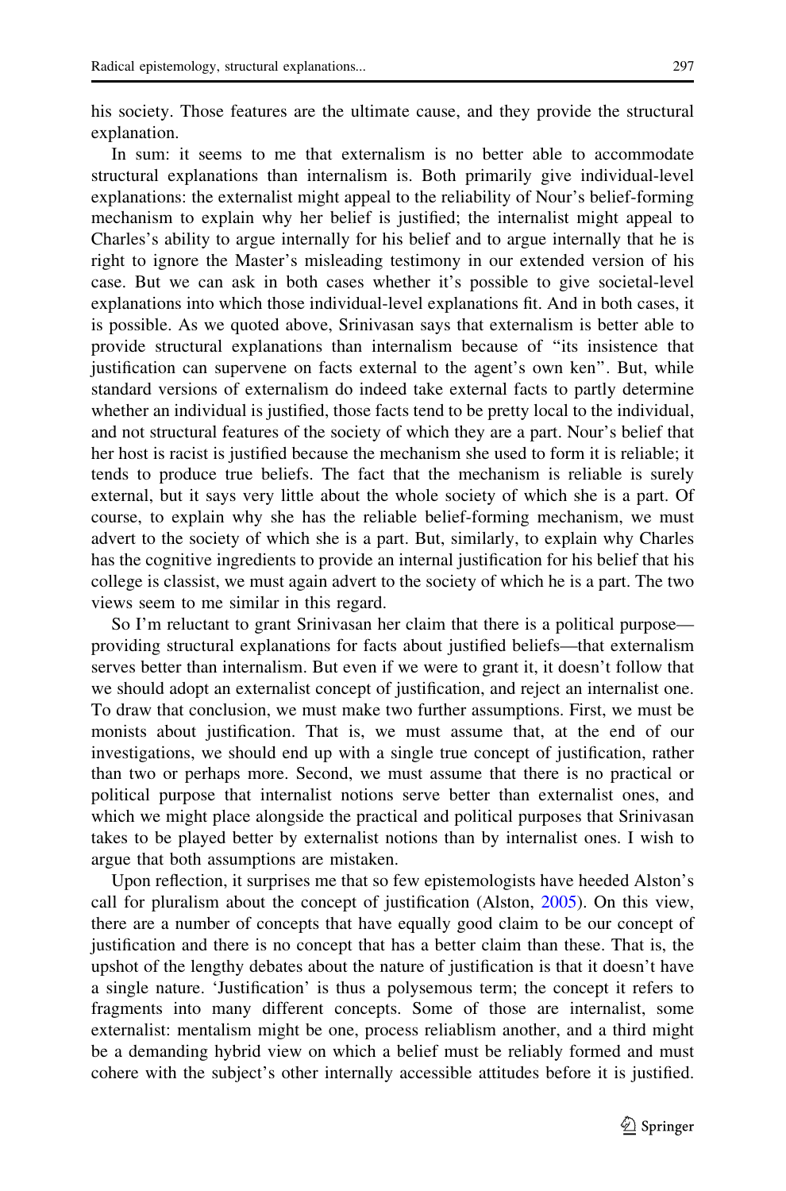his society. Those features are the ultimate cause, and they provide the structural explanation.

In sum: it seems to me that externalism is no better able to accommodate structural explanations than internalism is. Both primarily give individual-level explanations: the externalist might appeal to the reliability of Nour's belief-forming mechanism to explain why her belief is justified; the internalist might appeal to Charles's ability to argue internally for his belief and to argue internally that he is right to ignore the Master's misleading testimony in our extended version of his case. But we can ask in both cases whether it's possible to give societal-level explanations into which those individual-level explanations fit. And in both cases, it is possible. As we quoted above, Srinivasan says that externalism is better able to provide structural explanations than internalism because of "its insistence that justification can supervene on facts external to the agent's own ken". But, while standard versions of externalism do indeed take external facts to partly determine whether an individual is justified, those facts tend to be pretty local to the individual, and not structural features of the society of which they are a part. Nour's belief that her host is racist is justified because the mechanism she used to form it is reliable; it tends to produce true beliefs. The fact that the mechanism is reliable is surely external, but it says very little about the whole society of which she is a part. Of course, to explain why she has the reliable belief-forming mechanism, we must advert to the society of which she is a part. But, similarly, to explain why Charles has the cognitive ingredients to provide an internal justification for his belief that his college is classist, we must again advert to the society of which he is a part. The two views seem to me similar in this regard.

So I'm reluctant to grant Srinivasan her claim that there is a political purpose—providing structural explanations for facts about justified beliefs—that externalism serves better than internalism. But even if we were to grant it, it doesn't follow that we should adopt an externalist concept of justification, and reject an internalist one. To draw that conclusion, we must make two further assumptions. First, we must be monists about justification. That is, we must assume that, at the end of our investigations, we should end up with a single true concept of justification, rather than two or perhaps more. Second, we must assume that there is no practical or political purpose that internalist notions serve better than externalist ones, and which we might place alongside the practical and political purposes that Srinivasan takes to be played better by externalist notions than by internalist ones. I wish to argue that both assumptions are mistaken.

Upon reflection, it surprises me that so few epistemologists have heeded Alston's call for pluralism about the concept of justification (Alston, 2005). On this view, there are a number of concepts that have equally good claim to be our concept of justification and there is no concept that has a better claim than these. That is, the upshot of the lengthy debates about the nature of justification is that it doesn't have a single nature. 'Justification' is thus a polysemous term; the concept it refers to fragments into many different concepts. Some of those are internalist, some externalist: mentalism might be one, process reliablism another, and a third might be a demanding hybrid view on which a belief must be reliably formed and must cohere with the subject's other internally accessible attitudes before it is justified.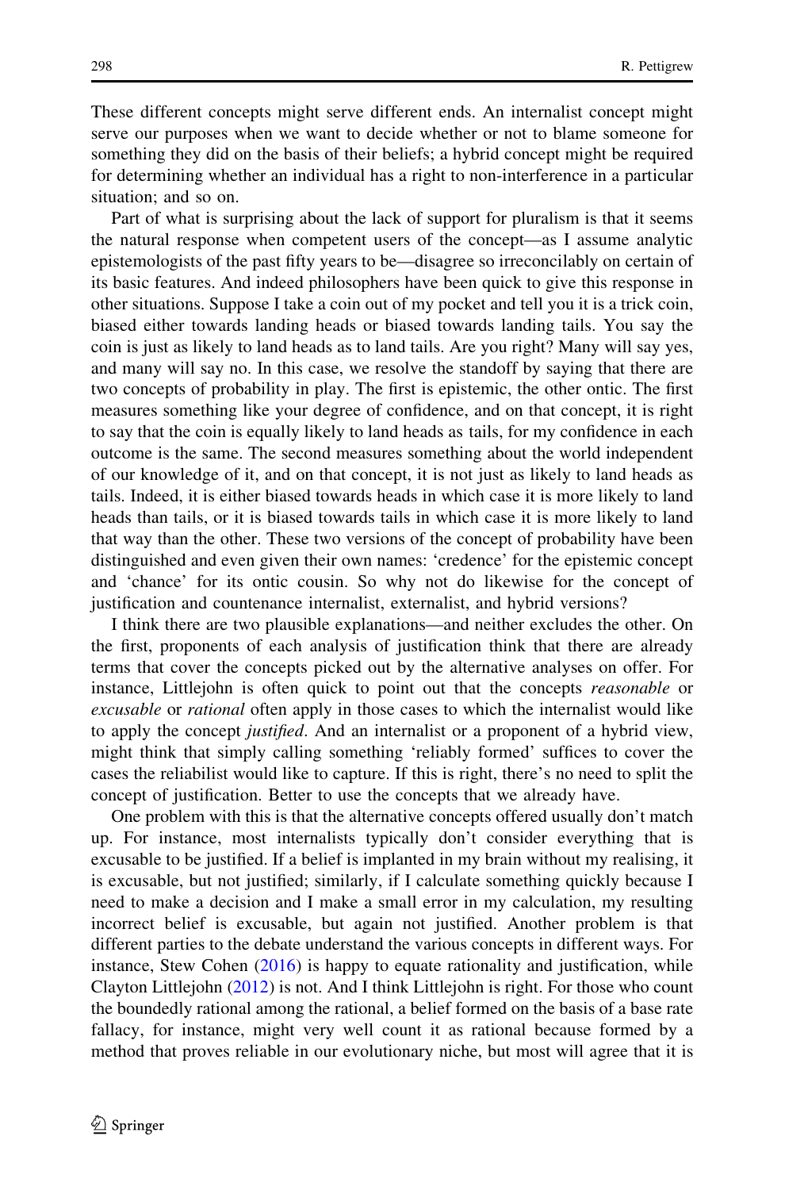These different concepts might serve different ends. An internalist concept might serve our purposes when we want to decide whether or not to blame someone for something they did on the basis of their beliefs; a hybrid concept might be required for determining whether an individual has a right to non-interference in a particular situation; and so on.

Part of what is surprising about the lack of support for pluralism is that it seems the natural response when competent users of the concept—as I assume analytic epistemologists of the past fifty years to be—disagree so irreconcilably on certain of its basic features. And indeed philosophers have been quick to give this response in other situations. Suppose I take a coin out of my pocket and tell you it is a trick coin, biased either towards landing heads or biased towards landing tails. You say the coin is just as likely to land heads as to land tails. Are you right? Many will say yes, and many will say no. In this case, we resolve the standoff by saying that there are two concepts of probability in play. The first is epistemic, the other ontic. The first measures something like your degree of confidence, and on that concept, it is right to say that the coin is equally likely to land heads as tails, for my confidence in each outcome is the same. The second measures something about the world independent of our knowledge of it, and on that concept, it is not just as likely to land heads as tails. Indeed, it is either biased towards heads in which case it is more likely to land heads than tails, or it is biased towards tails in which case it is more likely to land that way than the other. These two versions of the concept of probability have been distinguished and even given their own names: 'credence' for the epistemic concept and 'chance' for its ontic cousin. So why not do likewise for the concept of justification and countenance internalist, externalist, and hybrid versions?

I think there are two plausible explanations—and neither excludes the other. On the first, proponents of each analysis of justification think that there are already terms that cover the concepts picked out by the alternative analyses on offer. For instance, Littlejohn is often quick to point out that the concepts *reasonable* or *excusable* or *rational* often apply in those cases to which the internalist would like to apply the concept *justified*. And an internalist or a proponent of a hybrid view, might think that simply calling something 'reliably formed' suffices to cover the cases the reliabilist would like to capture. If this is right, there's no need to split the concept of justification. Better to use the concepts that we already have.

One problem with this is that the alternative concepts offered usually don't match up. For instance, most internalists typically don't consider everything that is excusable to be justified. If a belief is implanted in my brain without my realising, it is excusable, but not justified; similarly, if I calculate something quickly because I need to make a decision and I make a small error in my calculation, my resulting incorrect belief is excusable, but again not justified. Another problem is that different parties to the debate understand the various concepts in different ways. For instance, Stew Cohen (2016) is happy to equate rationality and justification, while Clayton Littlejohn (2012) is not. And I think Littlejohn is right. For those who count the boundedly rational among the rational, a belief formed on the basis of a base rate fallacy, for instance, might very well count it as rational because formed by a method that proves reliable in our evolutionary niche, but most will agree that it is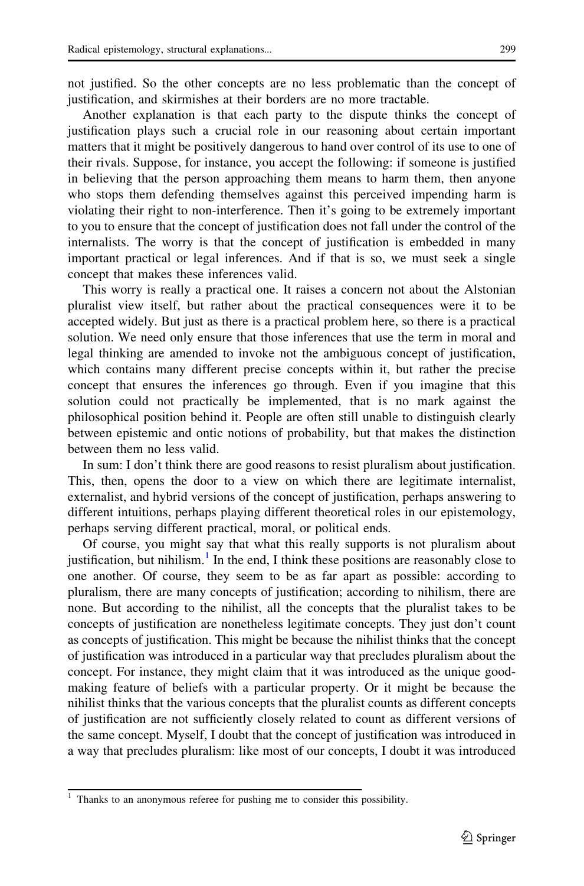not justified. So the other concepts are no less problematic than the concept of justification, and skirmishes at their borders are no more tractable.

Another explanation is that each party to the dispute thinks the concept of justification plays such a crucial role in our reasoning about certain important matters that it might be positively dangerous to hand over control of its use to one of their rivals. Suppose, for instance, you accept the following: if someone is justified in believing that the person approaching them means to harm them, then anyone who stops them defending themselves against this perceived impending harm is violating their right to non-interference. Then it's going to be extremely important to you to ensure that the concept of justification does not fall under the control of the internalists. The worry is that the concept of justification is embedded in many important practical or legal inferences. And if that is so, we must seek a single concept that makes these inferences valid.

This worry is really a practical one. It raises a concern not about the Alstonian pluralist view itself, but rather about the practical consequences were it to be accepted widely. But just as there is a practical problem here, so there is a practical solution. We need only ensure that those inferences that use the term in moral and legal thinking are amended to invoke not the ambiguous concept of justification, which contains many different precise concepts within it, but rather the precise concept that ensures the inferences go through. Even if you imagine that this solution could not practically be implemented, that is no mark against the philosophical position behind it. People are often still unable to distinguish clearly between epistemic and ontic notions of probability, but that makes the distinction between them no less valid.

In sum: I don't think there are good reasons to resist pluralism about justification. This, then, opens the door to a view on which there are legitimate internalist, externalist, and hybrid versions of the concept of justification, perhaps answering to different intuitions, perhaps playing different theoretical roles in our epistemology, perhaps serving different practical, moral, or political ends.

Of course, you might say that what this really supports is not pluralism about justification, but nihilism.[1] In the end, I think these positions are reasonably close to one another. Of course, they seem to be as far apart as possible: according to pluralism, there are many concepts of justification; according to nihilism, there are none. But according to the nihilist, all the concepts that the pluralist takes to be concepts of justification are nonetheless legitimate concepts. They just don't count as concepts of justification. This might be because the nihilist thinks that the concept of justification was introduced in a particular way that precludes pluralism about the concept. For instance, they might claim that it was introduced as the unique good-making feature of beliefs with a particular property. Or it might be because the nihilist thinks that the various concepts that the pluralist counts as different concepts of justification are not sufficiently closely related to count as different versions of the same concept. Myself, I doubt that the concept of justification was introduced in a way that precludes pluralism: like most of our concepts, I doubt it was introduced

[1] Thanks to an anonymous referee for pushing me to consider this possibility.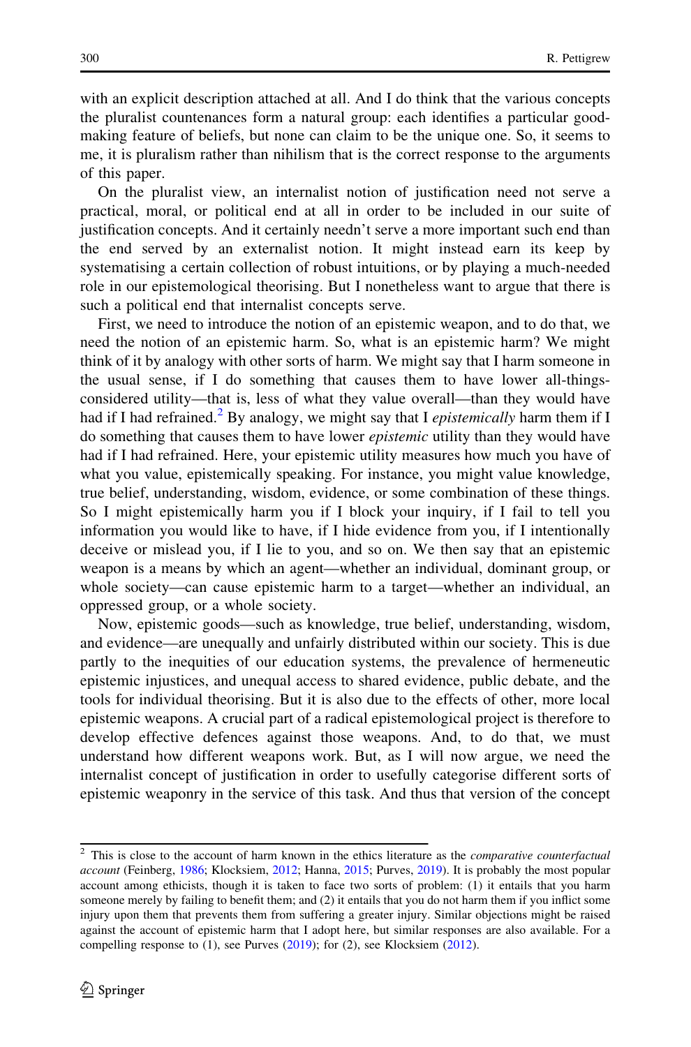with an explicit description attached at all. And I do think that the various concepts the pluralist countenances form a natural group: each identifies a particular good-making feature of beliefs, but none can claim to be the unique one. So, it seems to me, it is pluralism rather than nihilism that is the correct response to the arguments of this paper.

On the pluralist view, an internalist notion of justification need not serve a practical, moral, or political end at all in order to be included in our suite of justification concepts. And it certainly needn't serve a more important such end than the end served by an externalist notion. It might instead earn its keep by systematising a certain collection of robust intuitions, or by playing a much-needed role in our epistemological theorising. But I nonetheless want to argue that there is such a political end that internalist concepts serve.

First, we need to introduce the notion of an epistemic weapon, and to do that, we need the notion of an epistemic harm. So, what is an epistemic harm? We might think of it by analogy with other sorts of harm. We might say that I harm someone in the usual sense, if I do something that causes them to have lower all-things-considered utility—that is, less of what they value overall—than they would have had if I had refrained.[2] By analogy, we might say that I *epistemically* harm them if I do something that causes them to have lower *epistemic* utility than they would have had if I had refrained. Here, your epistemic utility measures how much you have of what you value, epistemically speaking. For instance, you might value knowledge, true belief, understanding, wisdom, evidence, or some combination of these things. So I might epistemically harm you if I block your inquiry, if I fail to tell you information you would like to have, if I hide evidence from you, if I intentionally deceive or mislead you, if I lie to you, and so on. We then say that an epistemic weapon is a means by which an agent—whether an individual, dominant group, or whole society—can cause epistemic harm to a target—whether an individual, an oppressed group, or a whole society.

Now, epistemic goods—such as knowledge, true belief, understanding, wisdom, and evidence—are unequally and unfairly distributed within our society. This is due partly to the inequities of our education systems, the prevalence of hermeneutic epistemic injustices, and unequal access to shared evidence, public debate, and the tools for individual theorising. But it is also due to the effects of other, more local epistemic weapons. A crucial part of a radical epistemological project is therefore to develop effective defences against those weapons. And, to do that, we must understand how different weapons work. But, as I will now argue, we need the internalist concept of justification in order to usefully categorise different sorts of epistemic weaponry in the service of this task. And thus that version of the concept

---

[2] This is close to the account of harm known in the ethics literature as the *comparative counterfactual account* (Feinberg, 1986; Klocksiem, 2012; Hanna, 2015; Purves, 2019). It is probably the most popular account among ethicists, though it is taken to face two sorts of problem: (1) it entails that you harm someone merely by failing to benefit them; and (2) it entails that you do not harm them if you inflict some injury upon them that prevents them from suffering a greater injury. Similar objections might be raised against the account of epistemic harm that I adopt here, but similar responses are also available. For a compelling response to (1), see Purves (2019); for (2), see Klocksiem (2012).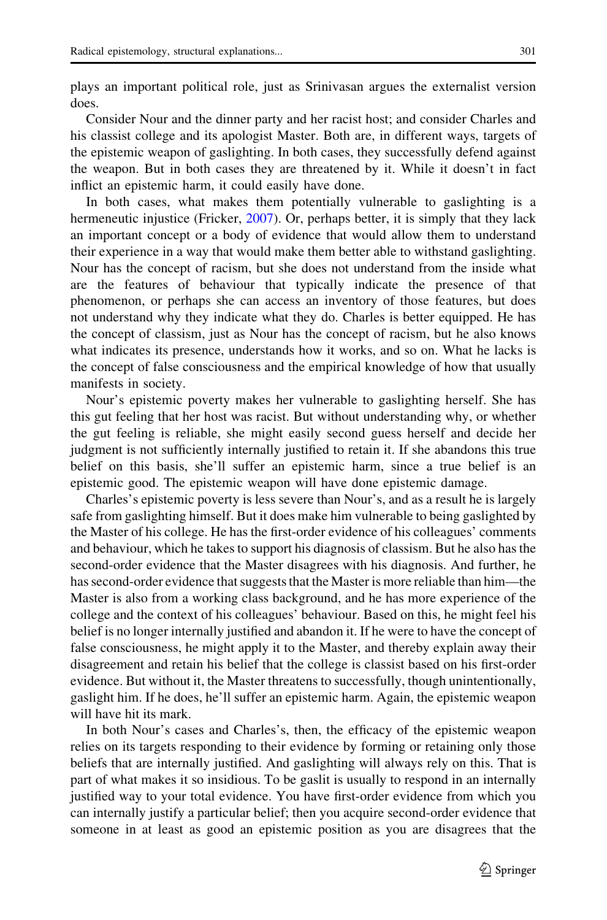plays an important political role, just as Srinivasan argues the externalist version does.

Consider Nour and the dinner party and her racist host; and consider Charles and his classist college and its apologist Master. Both are, in different ways, targets of the epistemic weapon of gaslighting. In both cases, they successfully defend against the weapon. But in both cases they are threatened by it. While it doesn't in fact inflict an epistemic harm, it could easily have done.

In both cases, what makes them potentially vulnerable to gaslighting is a hermeneutic injustice (Fricker, 2007). Or, perhaps better, it is simply that they lack an important concept or a body of evidence that would allow them to understand their experience in a way that would make them better able to withstand gaslighting. Nour has the concept of racism, but she does not understand from the inside what are the features of behaviour that typically indicate the presence of that phenomenon, or perhaps she can access an inventory of those features, but does not understand why they indicate what they do. Charles is better equipped. He has the concept of classism, just as Nour has the concept of racism, but he also knows what indicates its presence, understands how it works, and so on. What he lacks is the concept of false consciousness and the empirical knowledge of how that usually manifests in society.

Nour's epistemic poverty makes her vulnerable to gaslighting herself. She has this gut feeling that her host was racist. But without understanding why, or whether the gut feeling is reliable, she might easily second guess herself and decide her judgment is not sufficiently internally justified to retain it. If she abandons this true belief on this basis, she'll suffer an epistemic harm, since a true belief is an epistemic good. The epistemic weapon will have done epistemic damage.

Charles's epistemic poverty is less severe than Nour's, and as a result he is largely safe from gaslighting himself. But it does make him vulnerable to being gaslighted by the Master of his college. He has the first-order evidence of his colleagues' comments and behaviour, which he takes to support his diagnosis of classism. But he also has the second-order evidence that the Master disagrees with his diagnosis. And further, he has second-order evidence that suggests that the Master is more reliable than him—the Master is also from a working class background, and he has more experience of the college and the context of his colleagues' behaviour. Based on this, he might feel his belief is no longer internally justified and abandon it. If he were to have the concept of false consciousness, he might apply it to the Master, and thereby explain away their disagreement and retain his belief that the college is classist based on his first-order evidence. But without it, the Master threatens to successfully, though unintentionally, gaslight him. If he does, he'll suffer an epistemic harm. Again, the epistemic weapon will have hit its mark.

In both Nour's cases and Charles's, then, the efficacy of the epistemic weapon relies on its targets responding to their evidence by forming or retaining only those beliefs that are internally justified. And gaslighting will always rely on this. That is part of what makes it so insidious. To be gaslit is usually to respond in an internally justified way to your total evidence. You have first-order evidence from which you can internally justify a particular belief; then you acquire second-order evidence that someone in at least as good an epistemic position as you are disagrees that the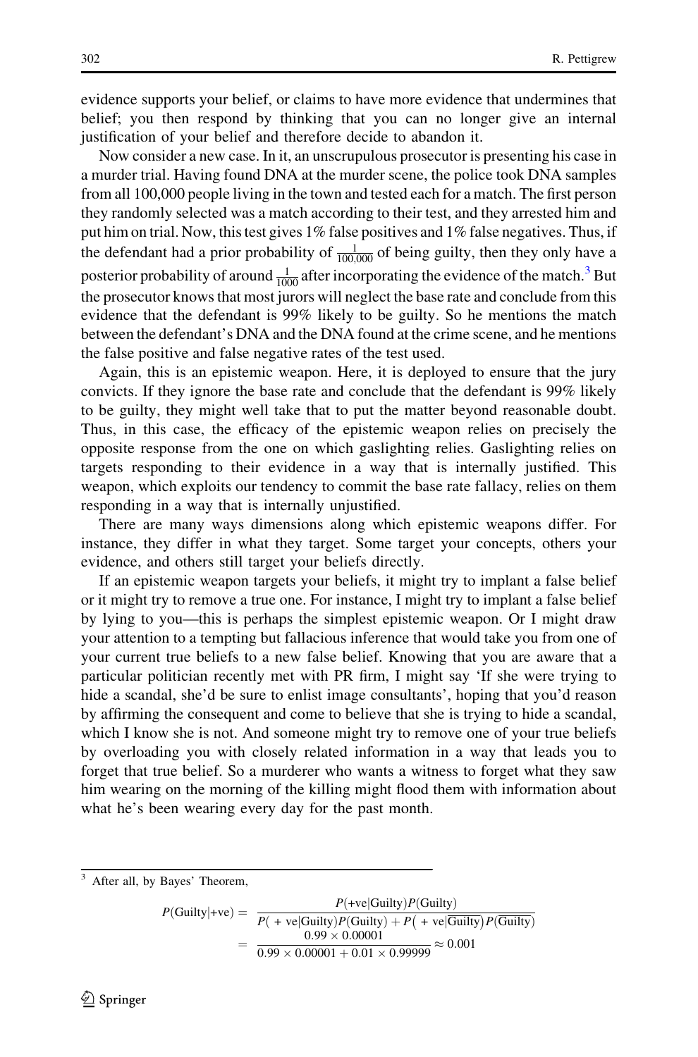evidence supports your belief, or claims to have more evidence that undermines that belief; you then respond by thinking that you can no longer give an internal justification of your belief and therefore decide to abandon it.

Now consider a new case. In it, an unscrupulous prosecutor is presenting his case in a murder trial. Having found DNA at the murder scene, the police took DNA samples from all 100,000 people living in the town and tested each for a match. The first person they randomly selected was a match according to their test, and they arrested him and put him on trial. Now, this test gives 1% false positives and 1% false negatives. Thus, if the defendant had a prior probability of $\frac{1}{100{,}000}$ of being guilty, then they only have a posterior probability of around $\frac{1}{1000}$ after incorporating the evidence of the match.[3] But the prosecutor knows that most jurors will neglect the base rate and conclude from this evidence that the defendant is 99% likely to be guilty. So he mentions the match between the defendant's DNA and the DNA found at the crime scene, and he mentions the false positive and false negative rates of the test used.

Again, this is an epistemic weapon. Here, it is deployed to ensure that the jury convicts. If they ignore the base rate and conclude that the defendant is 99% likely to be guilty, they might well take that to put the matter beyond reasonable doubt. Thus, in this case, the efficacy of the epistemic weapon relies on precisely the opposite response from the one on which gaslighting relies. Gaslighting relies on targets responding to their evidence in a way that is internally justified. This weapon, which exploits our tendency to commit the base rate fallacy, relies on them responding in a way that is internally unjustified.

There are many ways dimensions along which epistemic weapons differ. For instance, they differ in what they target. Some target your concepts, others your evidence, and others still target your beliefs directly.

If an epistemic weapon targets your beliefs, it might try to implant a false belief or it might try to remove a true one. For instance, I might try to implant a false belief by lying to you—this is perhaps the simplest epistemic weapon. Or I might draw your attention to a tempting but fallacious inference that would take you from one of your current true beliefs to a new false belief. Knowing that you are aware that a particular politician recently met with PR firm, I might say 'If she were trying to hide a scandal, she'd be sure to enlist image consultants', hoping that you'd reason by affirming the consequent and come to believe that she is trying to hide a scandal, which I know she is not. And someone might try to remove one of your true beliefs by overloading you with closely related information in a way that leads you to forget that true belief. So a murderer who wants a witness to forget what they saw him wearing on the morning of the killing might flood them with information about what he's been wearing every day for the past month.

---

[3] After all, by Bayes' Theorem,

$$
\begin{aligned}
P(\text{Guilty}|{+}\text{ve}) &= \frac{P({+}\text{ve}|\text{Guilty})P(\text{Guilty})}{P({+}\text{ve}|\text{Guilty})P(\text{Guilty}) + P({+}\text{ve}|\overline{\text{Guilty}})P(\overline{\text{Guilty}})} \\
&= \frac{0.99 \times 0.00001}{0.99 \times 0.00001 + 0.01 \times 0.99999} \approx 0.001
\end{aligned}
$$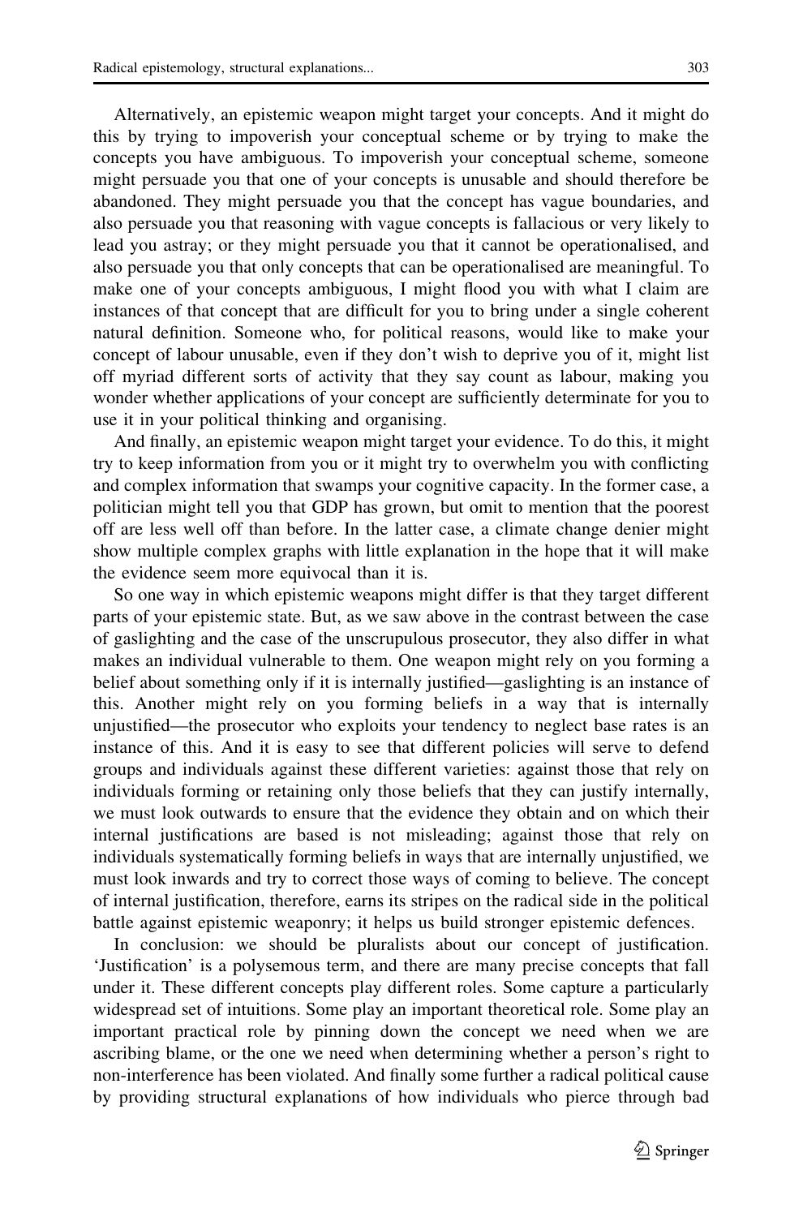Alternatively, an epistemic weapon might target your concepts. And it might do this by trying to impoverish your conceptual scheme or by trying to make the concepts you have ambiguous. To impoverish your conceptual scheme, someone might persuade you that one of your concepts is unusable and should therefore be abandoned. They might persuade you that the concept has vague boundaries, and also persuade you that reasoning with vague concepts is fallacious or very likely to lead you astray; or they might persuade you that it cannot be operationalised, and also persuade you that only concepts that can be operationalised are meaningful. To make one of your concepts ambiguous, I might flood you with what I claim are instances of that concept that are difficult for you to bring under a single coherent natural definition. Someone who, for political reasons, would like to make your concept of labour unusable, even if they don't wish to deprive you of it, might list off myriad different sorts of activity that they say count as labour, making you wonder whether applications of your concept are sufficiently determinate for you to use it in your political thinking and organising.

And finally, an epistemic weapon might target your evidence. To do this, it might try to keep information from you or it might try to overwhelm you with conflicting and complex information that swamps your cognitive capacity. In the former case, a politician might tell you that GDP has grown, but omit to mention that the poorest off are less well off than before. In the latter case, a climate change denier might show multiple complex graphs with little explanation in the hope that it will make the evidence seem more equivocal than it is.

So one way in which epistemic weapons might differ is that they target different parts of your epistemic state. But, as we saw above in the contrast between the case of gaslighting and the case of the unscrupulous prosecutor, they also differ in what makes an individual vulnerable to them. One weapon might rely on you forming a belief about something only if it is internally justified—gaslighting is an instance of this. Another might rely on you forming beliefs in a way that is internally unjustified—the prosecutor who exploits your tendency to neglect base rates is an instance of this. And it is easy to see that different policies will serve to defend groups and individuals against these different varieties: against those that rely on individuals forming or retaining only those beliefs that they can justify internally, we must look outwards to ensure that the evidence they obtain and on which their internal justifications are based is not misleading; against those that rely on individuals systematically forming beliefs in ways that are internally unjustified, we must look inwards and try to correct those ways of coming to believe. The concept of internal justification, therefore, earns its stripes on the radical side in the political battle against epistemic weaponry; it helps us build stronger epistemic defences.

In conclusion: we should be pluralists about our concept of justification. 'Justification' is a polysemous term, and there are many precise concepts that fall under it. These different concepts play different roles. Some capture a particularly widespread set of intuitions. Some play an important theoretical role. Some play an important practical role by pinning down the concept we need when we are ascribing blame, or the one we need when determining whether a person's right to non-interference has been violated. And finally some further a radical political cause by providing structural explanations of how individuals who pierce through bad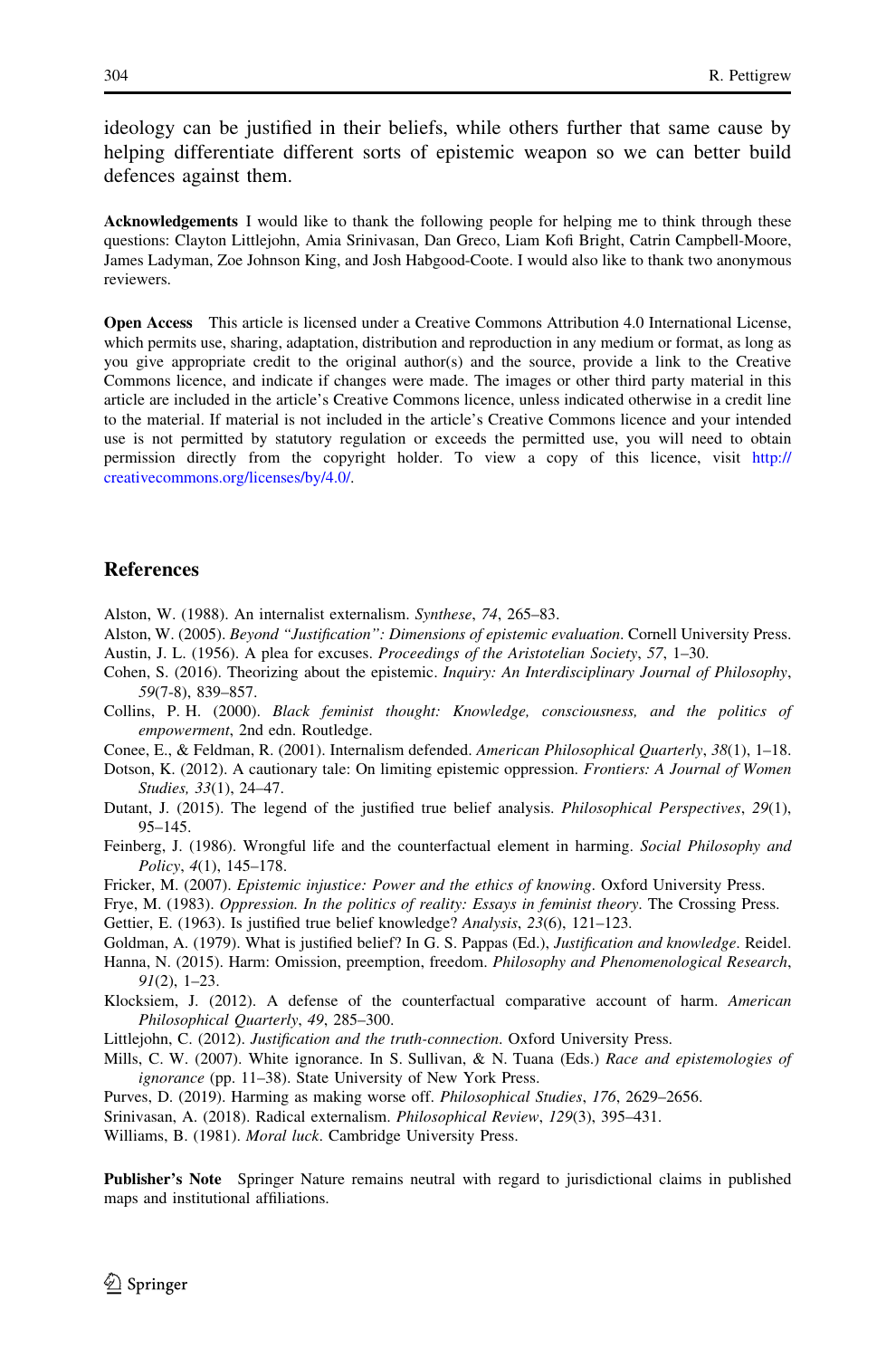ideology can be justified in their beliefs, while others further that same cause by helping differentiate different sorts of epistemic weapon so we can better build defences against them.

**Acknowledgements** I would like to thank the following people for helping me to think through these questions: Clayton Littlejohn, Amia Srinivasan, Dan Greco, Liam Kofi Bright, Catrin Campbell-Moore, James Ladyman, Zoe Johnson King, and Josh Habgood-Coote. I would also like to thank two anonymous reviewers.

**Open Access** This article is licensed under a Creative Commons Attribution 4.0 International License, which permits use, sharing, adaptation, distribution and reproduction in any medium or format, as long as you give appropriate credit to the original author(s) and the source, provide a link to the Creative Commons licence, and indicate if changes were made. The images or other third party material in this article are included in the article's Creative Commons licence, unless indicated otherwise in a credit line to the material. If material is not included in the article's Creative Commons licence and your intended use is not permitted by statutory regulation or exceeds the permitted use, you will need to obtain permission directly from the copyright holder. To view a copy of this licence, visit http://creativecommons.org/licenses/by/4.0/.

## References

Alston, W. (1988). An internalist externalism. *Synthese*, *74*, 265–83.

Alston, W. (2005). *Beyond "Justification": Dimensions of epistemic evaluation*. Cornell University Press.

Austin, J. L. (1956). A plea for excuses. *Proceedings of the Aristotelian Society*, *57*, 1–30.

Cohen, S. (2016). Theorizing about the epistemic. *Inquiry: An Interdisciplinary Journal of Philosophy*, *59*(7-8), 839–857.

Collins, P. H. (2000). *Black feminist thought: Knowledge, consciousness, and the politics of empowerment*, 2nd edn. Routledge.

Conee, E., & Feldman, R. (2001). Internalism defended. *American Philosophical Quarterly*, *38*(1), 1–18.

Dotson, K. (2012). A cautionary tale: On limiting epistemic oppression. *Frontiers: A Journal of Women Studies, 33*(1), 24–47.

Dutant, J. (2015). The legend of the justified true belief analysis. *Philosophical Perspectives*, *29*(1), 95–145.

Feinberg, J. (1986). Wrongful life and the counterfactual element in harming. *Social Philosophy and Policy*, *4*(1), 145–178.

Fricker, M. (2007). *Epistemic injustice: Power and the ethics of knowing*. Oxford University Press.

Frye, M. (1983). *Oppression. In the politics of reality: Essays in feminist theory*. The Crossing Press.

Gettier, E. (1963). Is justified true belief knowledge? *Analysis*, *23*(6), 121–123.

Goldman, A. (1979). What is justified belief? In G. S. Pappas (Ed.), *Justification and knowledge*. Reidel.

Hanna, N. (2015). Harm: Omission, preemption, freedom. *Philosophy and Phenomenological Research*, *91*(2), 1–23.

Klocksiem, J. (2012). A defense of the counterfactual comparative account of harm. *American Philosophical Quarterly*, *49*, 285–300.

Littlejohn, C. (2012). *Justification and the truth-connection*. Oxford University Press.

Mills, C. W. (2007). White ignorance. In S. Sullivan, & N. Tuana (Eds.) *Race and epistemologies of ignorance* (pp. 11–38). State University of New York Press.

Purves, D. (2019). Harming as making worse off. *Philosophical Studies*, *176*, 2629–2656.

Srinivasan, A. (2018). Radical externalism. *Philosophical Review*, *129*(3), 395–431.

Williams, B. (1981). *Moral luck*. Cambridge University Press.

**Publisher's Note** Springer Nature remains neutral with regard to jurisdictional claims in published maps and institutional affiliations.